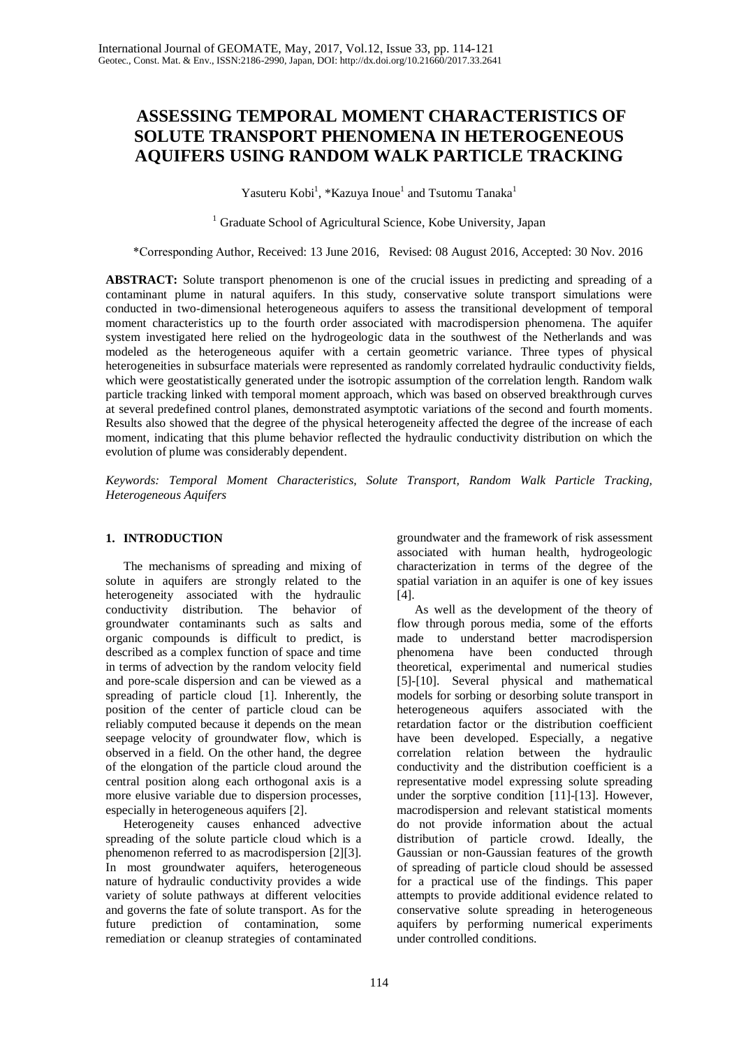# ASSESSING TEMPORAL MOMENT CHARACTERISTICS OF SOLUTE TRANSPORT PHENOMENA IN HETEROGENEOUS AQUIFERS USING RANDOM WALK PARTICLE TRACKING

Yasuteru Kobi[1], *Kazuya Inoue[1] and Tsutomu Tanaka[1]

[1] Graduate School of Agricultural Science, Kobe University, Japan

*Corresponding Author, Received: 13 June 2016, Revised: 08 August 2016, Accepted: 30 Nov. 2016

**ABSTRACT:** Solute transport phenomenon is one of the crucial issues in predicting and spreading of a contaminant plume in natural aquifers. In this study, conservative solute transport simulations were conducted in two-dimensional heterogeneous aquifers to assess the transitional development of temporal moment characteristics up to the fourth order associated with macrodispersion phenomena. The aquifer system investigated here relied on the hydrogeologic data in the southwest of the Netherlands and was modeled as the heterogeneous aquifer with a certain geometric variance. Three types of physical heterogeneities in subsurface materials were represented as randomly correlated hydraulic conductivity fields, which were geostatistically generated under the isotropic assumption of the correlation length. Random walk particle tracking linked with temporal moment approach, which was based on observed breakthrough curves at several predefined control planes, demonstrated asymptotic variations of the second and fourth moments. Results also showed that the degree of the physical heterogeneity affected the degree of the increase of each moment, indicating that this plume behavior reflected the hydraulic conductivity distribution on which the evolution of plume was considerably dependent.

*Keywords: Temporal Moment Characteristics, Solute Transport, Random Walk Particle Tracking, Heterogeneous Aquifers*

## 1. INTRODUCTION

The mechanisms of spreading and mixing of solute in aquifers are strongly related to the heterogeneity associated with the hydraulic conductivity distribution. The behavior of groundwater contaminants such as salts and organic compounds is difficult to predict, is described as a complex function of space and time in terms of advection by the random velocity field and pore-scale dispersion and can be viewed as a spreading of particle cloud [1]. Inherently, the position of the center of particle cloud can be reliably computed because it depends on the mean seepage velocity of groundwater flow, which is observed in a field. On the other hand, the degree of the elongation of the particle cloud around the central position along each orthogonal axis is a more elusive variable due to dispersion processes, especially in heterogeneous aquifers [2].

Heterogeneity causes enhanced advective spreading of the solute particle cloud which is a phenomenon referred to as macrodispersion [2][3]. In most groundwater aquifers, heterogeneous nature of hydraulic conductivity provides a wide variety of solute pathways at different velocities and governs the fate of solute transport. As for the future prediction of contamination, some remediation or cleanup strategies of contaminated groundwater and the framework of risk assessment associated with human health, hydrogeologic characterization in terms of the degree of the spatial variation in an aquifer is one of key issues [4].

As well as the development of the theory of flow through porous media, some of the efforts made to understand better macrodispersion phenomena have been conducted through theoretical, experimental and numerical studies [5]-[10]. Several physical and mathematical models for sorbing or desorbing solute transport in heterogeneous aquifers associated with the retardation factor or the distribution coefficient have been developed. Especially, a negative correlation relation between the hydraulic conductivity and the distribution coefficient is a representative model expressing solute spreading under the sorptive condition [11]-[13]. However, macrodispersion and relevant statistical moments do not provide information about the actual distribution of particle crowd. Ideally, the Gaussian or non-Gaussian features of the growth of spreading of particle cloud should be assessed for a practical use of the findings. This paper attempts to provide additional evidence related to conservative solute spreading in heterogeneous aquifers by performing numerical experiments under controlled conditions.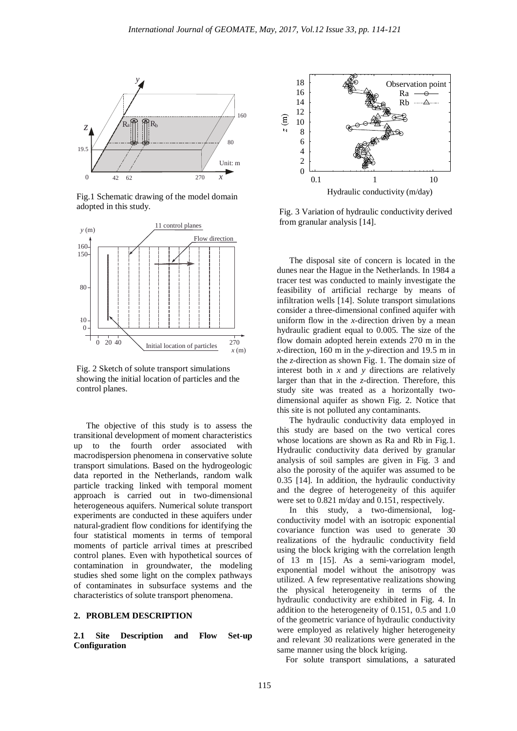Fig.1 Schematic drawing of the model domain adopted in this study.

Fig. 2 Sketch of solute transport simulations showing the initial location of particles and the control planes.

The objective of this study is to assess the transitional development of moment characteristics up to the fourth order associated with macrodispersion phenomena in conservative solute transport simulations. Based on the hydrogeologic data reported in the Netherlands, random walk particle tracking linked with temporal moment approach is carried out in two-dimensional heterogeneous aquifers. Numerical solute transport experiments are conducted in these aquifers under natural-gradient flow conditions for identifying the four statistical moments in terms of temporal moments of particle arrival times at prescribed control planes. Even with hypothetical sources of contamination in groundwater, the modeling studies shed some light on the complex pathways of contaminates in subsurface systems and the characteristics of solute transport phenomena.

## 2. PROBLEM DESCRIPTION

### 2.1 Site Description and Flow Set-up Configuration

Fig. 3 Variation of hydraulic conductivity derived from granular analysis [14].

The disposal site of concern is located in the dunes near the Hague in the Netherlands. In 1984 a tracer test was conducted to mainly investigate the feasibility of artificial recharge by means of infiltration wells [14]. Solute transport simulations consider a three-dimensional confined aquifer with uniform flow in the *x*-direction driven by a mean hydraulic gradient equal to 0.005. The size of the flow domain adopted herein extends 270 m in the *x*-direction, 160 m in the *y*-direction and 19.5 m in the *z*-direction as shown Fig. 1. The domain size of interest both in *x* and *y* directions are relatively larger than that in the *z*-direction. Therefore, this study site was treated as a horizontally two-dimensional aquifer as shown Fig. 2. Notice that this site is not polluted any contaminants.

The hydraulic conductivity data employed in this study are based on the two vertical cores whose locations are shown as Ra and Rb in Fig.1. Hydraulic conductivity data derived by granular analysis of soil samples are given in Fig. 3 and also the porosity of the aquifer was assumed to be 0.35 [14]. In addition, the hydraulic conductivity and the degree of heterogeneity of this aquifer were set to 0.821 m/day and 0.151, respectively.

In this study, a two-dimensional, log-conductivity model with an isotropic exponential covariance function was used to generate 30 realizations of the hydraulic conductivity field using the block kriging with the correlation length of 13 m [15]. As a semi-variogram model, exponential model without the anisotropy was utilized. A few representative realizations showing the physical heterogeneity in terms of the hydraulic conductivity are exhibited in Fig. 4. In addition to the heterogeneity of 0.151, 0.5 and 1.0 of the geometric variance of hydraulic conductivity were employed as relatively higher heterogeneity and relevant 30 realizations were generated in the same manner using the block kriging.

For solute transport simulations, a saturated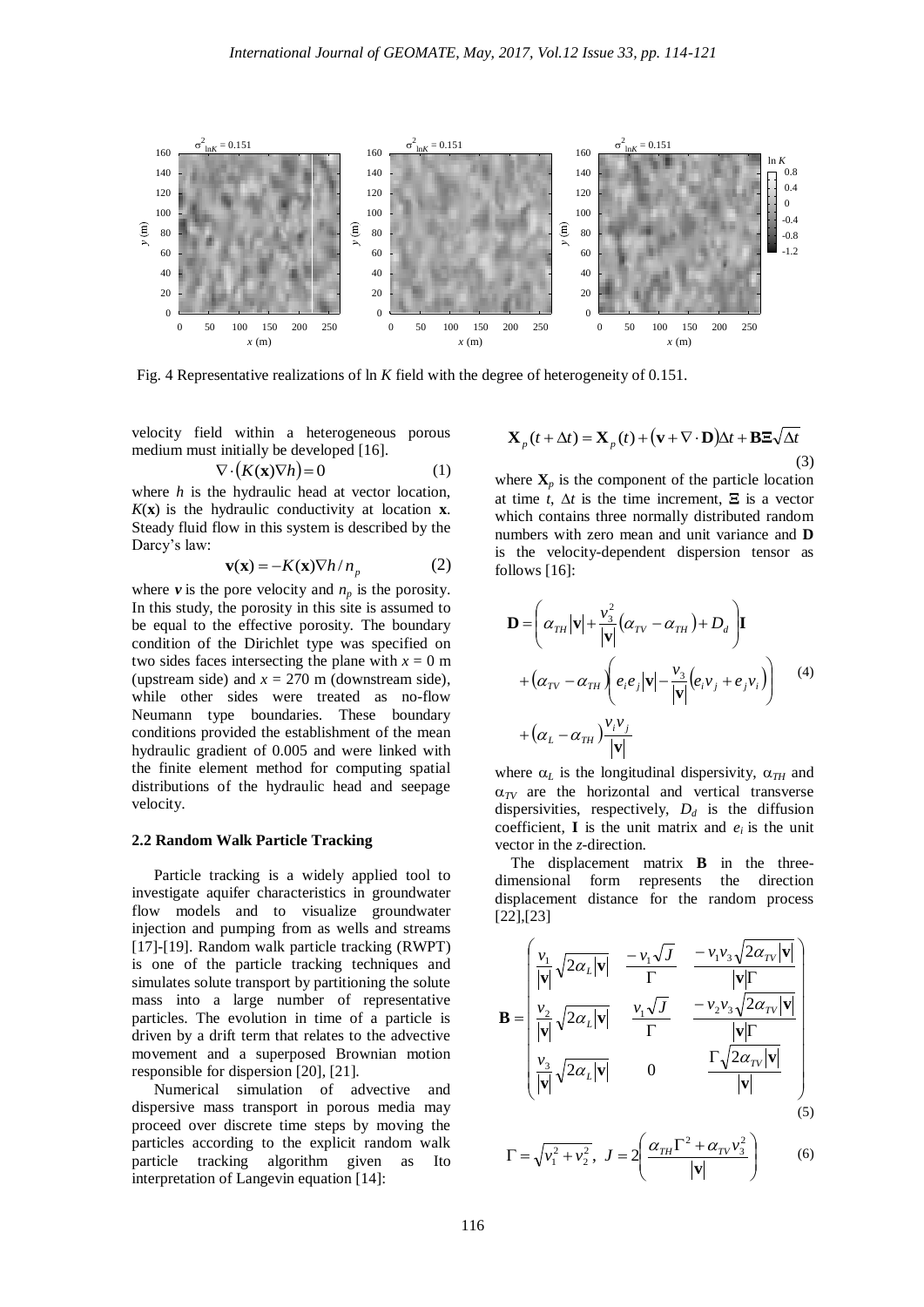Fig. 4 Representative realizations of ln $K$ field with the degree of heterogeneity of 0.151.

velocity field within a heterogeneous porous medium must initially be developed [16].

$$\nabla\cdot\left(K(\mathbf{x})\nabla h\right)=0 \tag{1}$$

where $h$ is the hydraulic head at vector location, $K(\mathbf{x})$ is the hydraulic conductivity at location $\mathbf{x}$. Steady fluid flow in this system is described by the Darcy's law:

$$\mathbf{v}(\mathbf{x})=-K(\mathbf{x})\nabla h/n_p \tag{2}$$

where $\boldsymbol{v}$ is the pore velocity and $n_p$ is the porosity. In this study, the porosity in this site is assumed to be equal to the effective porosity. The boundary condition of the Dirichlet type was specified on two sides faces intersecting the plane with $x = 0$ m (upstream side) and $x = 270$ m (downstream side), while other sides were treated as no-flow Neumann type boundaries. These boundary conditions provided the establishment of the mean hydraulic gradient of 0.005 and were linked with the finite element method for computing spatial distributions of the hydraulic head and seepage velocity.

## 2.2 Random Walk Particle Tracking

Particle tracking is a widely applied tool to investigate aquifer characteristics in groundwater flow models and to visualize groundwater injection and pumping from as wells and streams [17]-[19]. Random walk particle tracking (RWPT) is one of the particle tracking techniques and simulates solute transport by partitioning the solute mass into a large number of representative particles. The evolution in time of a particle is driven by a drift term that relates to the advective movement and a superposed Brownian motion responsible for dispersion [20], [21].

Numerical simulation of advective and dispersive mass transport in porous media may proceed over discrete time steps by moving the particles according to the explicit random walk particle tracking algorithm given as Ito interpretation of Langevin equation [14]:

$$\mathbf{X}_p(t+\Delta t)=\mathbf{X}_p(t)+\left(\mathbf{v}+\nabla\cdot\mathbf{D}\right)\Delta t+\mathbf{B}\boldsymbol{\Xi}\sqrt{\Delta t} \tag{3}$$

where $\mathbf{X}_p$ is the component of the particle location at time $t$, $\Delta t$ is the time increment, $\boldsymbol{\Xi}$ is a vector which contains three normally distributed random numbers with zero mean and unit variance and $\mathbf{D}$ is the velocity-dependent dispersion tensor as follows [16]:

$$\begin{aligned}\mathbf{D}=&\left(\alpha_{TH}|\mathbf{v}|+\frac{v_3^2}{|\mathbf{v}|}\left(\alpha_{TV}-\alpha_{TH}\right)+D_d\right)\mathbf{I}\\&+\left(\alpha_{TV}-\alpha_{TH}\right)\left(e_ie_j|\mathbf{v}|-\frac{v_3}{|\mathbf{v}|}\left(e_iv_j+e_jv_i\right)\right)\\&+\left(\alpha_L-\alpha_{TH}\right)\frac{v_iv_j}{|\mathbf{v}|}\end{aligned} \tag{4}$$

where $\alpha_L$ is the longitudinal dispersivity, $\alpha_{TH}$ and $\alpha_{TV}$ are the horizontal and vertical transverse dispersivities, respectively, $D_d$ is the diffusion coefficient, $\mathbf{I}$ is the unit matrix and $e_i$ is the unit vector in the $z$-direction.

The displacement matrix $\mathbf{B}$ in the three-dimensional form represents the direction displacement distance for the random process [22],[23]

$$\mathbf{B}=\begin{pmatrix}\dfrac{v_1}{|\mathbf{v}|}\sqrt{2\alpha_L|\mathbf{v}|} & \dfrac{-v_1\sqrt{J}}{\Gamma} & \dfrac{-v_1v_3\sqrt{2\alpha_{TV}|\mathbf{v}|}}{|\mathbf{v}|\Gamma}\\ \dfrac{v_2}{|\mathbf{v}|}\sqrt{2\alpha_L|\mathbf{v}|} & \dfrac{v_1\sqrt{J}}{\Gamma} & \dfrac{-v_2v_3\sqrt{2\alpha_{TV}|\mathbf{v}|}}{|\mathbf{v}|\Gamma}\\ \dfrac{v_3}{|\mathbf{v}|}\sqrt{2\alpha_L|\mathbf{v}|} & 0 & \dfrac{\Gamma\sqrt{2\alpha_{TV}|\mathbf{v}|}}{|\mathbf{v}|}\end{pmatrix} \tag{5}$$

$$\Gamma=\sqrt{v_1^2+v_2^2},\;\; J=2\left(\frac{\alpha_{TH}\Gamma^2+\alpha_{TV}v_3^2}{|\mathbf{v}|}\right) \tag{6}$$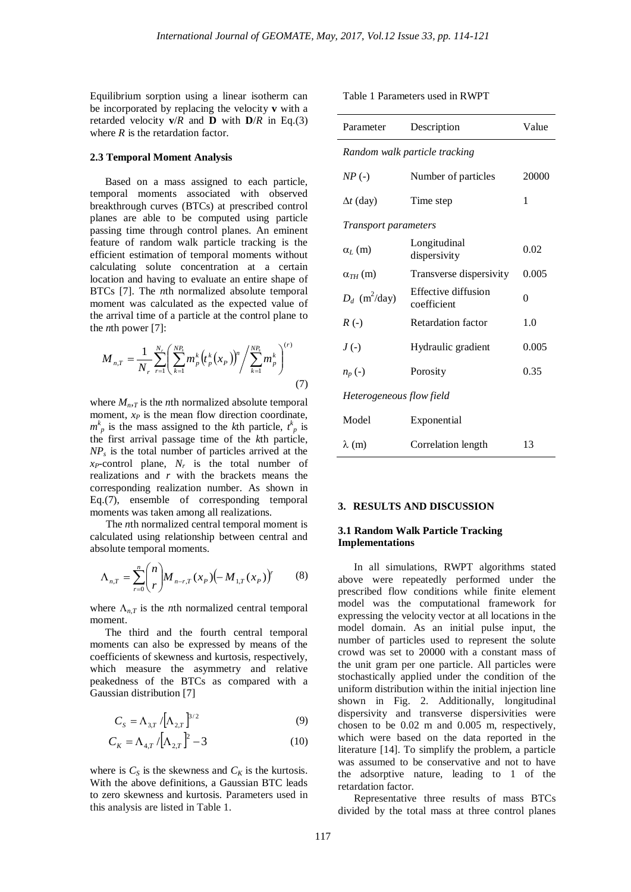Equilibrium sorption using a linear isotherm can be incorporated by replacing the velocity **v** with a retarded velocity **v**/$R$ and **D** with **D**/$R$ in Eq.(3) where $R$ is the retardation factor.

### 2.3 Temporal Moment Analysis

Based on a mass assigned to each particle, temporal moments associated with observed breakthrough curves (BTCs) at prescribed control planes are able to be computed using particle passing time through control planes. An eminent feature of random walk particle tracking is the efficient estimation of temporal moments without calculating solute concentration at a certain location and having to evaluate an entire shape of BTCs [7]. The $n$th normalized absolute temporal moment was calculated as the expected value of the arrival time of a particle at the control plane to the $n$th power [7]:

$$M_{n,T} = \frac{1}{N_r}\sum_{r=1}^{N_r}\left(\sum_{k=1}^{NP_s} m_p^k\left(t_p^k(x_P)\right)^n \Big/ \sum_{k=1}^{NP_s} m_p^k\right)^{(r)} \tag{7}$$

where $M_{n,T}$ is the $n$th normalized absolute temporal moment, $x_P$ is the mean flow direction coordinate, $m^k_p$ is the mass assigned to the $k$th particle, $t^k_p$ is the first arrival passage time of the $k$th particle, $NP_s$ is the total number of particles arrived at the $x_P$-control plane, $N_r$ is the total number of realizations and $r$ with the brackets means the corresponding realization number. As shown in Eq.(7), ensemble of corresponding temporal moments was taken among all realizations.

The $n$th normalized central temporal moment is calculated using relationship between central and absolute temporal moments.

$$\Lambda_{n,T} = \sum_{r=0}^{n}\binom{n}{r} M_{n-r,T}(x_P)\left(-M_{1,T}(x_P)\right)^r \tag{8}$$

where $\Lambda_{n,T}$ is the $n$th normalized central temporal moment.

The third and the fourth central temporal moments can also be expressed by means of the coefficients of skewness and kurtosis, respectively, which measure the asymmetry and relative peakedness of the BTCs as compared with a Gaussian distribution [7]

$$C_S = \Lambda_{3,T} / \left[\Lambda_{2,T}\right]^{3/2} \tag{9}$$

$$C_K = \Lambda_{4,T} / \left[\Lambda_{2,T}\right]^{2} - 3 \tag{10}$$

where is $C_S$ is the skewness and $C_K$ is the kurtosis. With the above definitions, a Gaussian BTC leads to zero skewness and kurtosis. Parameters used in this analysis are listed in Table 1.

Table 1 Parameters used in RWPT

| Parameter | Description | Value |
|---|---|---|
| *Random walk particle tracking* | | |
| $NP$ (-) | Number of particles | 20000 |
| $\Delta t$ (day) | Time step | 1 |
| *Transport parameters* | | |
| $\alpha_L$ (m) | Longitudinal dispersivity | 0.02 |
| $\alpha_{TH}$ (m) | Transverse dispersivity | 0.005 |
| $D_d$ (m$^2$/day) | Effective diffusion coefficient | 0 |
| $R$ (-) | Retardation factor | 1.0 |
| $J$ (-) | Hydraulic gradient | 0.005 |
| $n_p$ (-) | Porosity | 0.35 |
| *Heterogeneous flow field* | | |
| Model | Exponential | |
| $\lambda$ (m) | Correlation length | 13 |

## 3. RESULTS AND DISCUSSION

### 3.1 Random Walk Particle Tracking Implementations

In all simulations, RWPT algorithms stated above were repeatedly performed under the prescribed flow conditions while finite element model was the computational framework for expressing the velocity vector at all locations in the model domain. As an initial pulse input, the number of particles used to represent the solute crowd was set to 20000 with a constant mass of the unit gram per one particle. All particles were stochastically applied under the condition of the uniform distribution within the initial injection line shown in Fig. 2. Additionally, longitudinal dispersivity and transverse dispersivities were chosen to be 0.02 m and 0.005 m, respectively, which were based on the data reported in the literature [14]. To simplify the problem, a particle was assumed to be conservative and not to have the adsorptive nature, leading to 1 of the retardation factor.

Representative three results of mass BTCs divided by the total mass at three control planes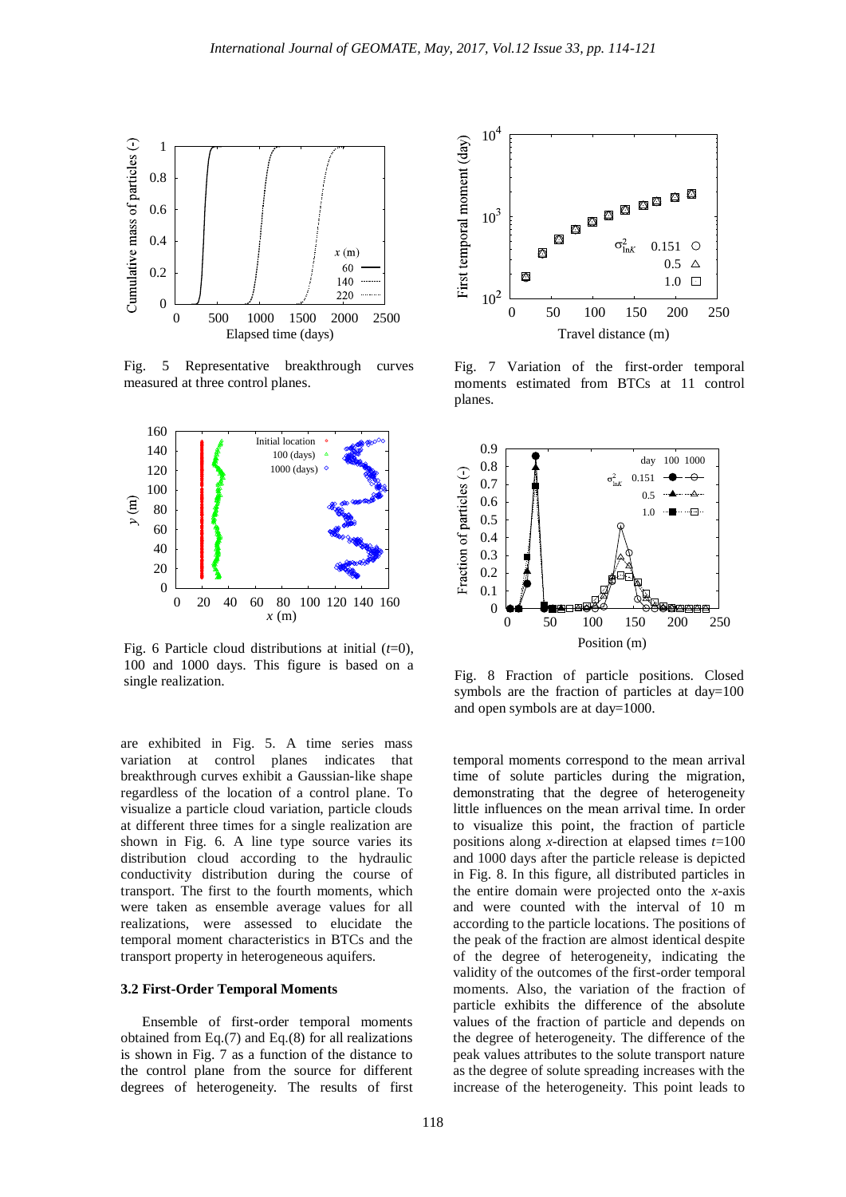Fig. 5 Representative breakthrough curves measured at three control planes.

Fig. 6 Particle cloud distributions at initial ($t$=0), 100 and 1000 days. This figure is based on a single realization.

Fig. 7 Variation of the first-order temporal moments estimated from BTCs at 11 control planes.

Fig. 8 Fraction of particle positions. Closed symbols are the fraction of particles at day=100 and open symbols are at day=1000.

are exhibited in Fig. 5. A time series mass variation at control planes indicates that breakthrough curves exhibit a Gaussian-like shape regardless of the location of a control plane. To visualize a particle cloud variation, particle clouds at different three times for a single realization are shown in Fig. 6. A line type source varies its distribution cloud according to the hydraulic conductivity distribution during the course of transport. The first to the fourth moments, which were taken as ensemble average values for all realizations, were assessed to elucidate the temporal moment characteristics in BTCs and the transport property in heterogeneous aquifers.

### 3.2 First-Order Temporal Moments

Ensemble of first-order temporal moments obtained from Eq.(7) and Eq.(8) for all realizations is shown in Fig. 7 as a function of the distance to the control plane from the source for different degrees of heterogeneity. The results of first temporal moments correspond to the mean arrival time of solute particles during the migration, demonstrating that the degree of heterogeneity little influences on the mean arrival time. In order to visualize this point, the fraction of particle positions along $x$-direction at elapsed times $t$=100 and 1000 days after the particle release is depicted in Fig. 8. In this figure, all distributed particles in the entire domain were projected onto the $x$-axis and were counted with the interval of 10 m according to the particle locations. The positions of the peak of the fraction are almost identical despite of the degree of heterogeneity, indicating the validity of the outcomes of the first-order temporal moments. Also, the variation of the fraction of particle exhibits the difference of the absolute values of the fraction of particle and depends on the degree of heterogeneity. The difference of the peak values attributes to the solute transport nature as the degree of solute spreading increases with the increase of the heterogeneity. This point leads to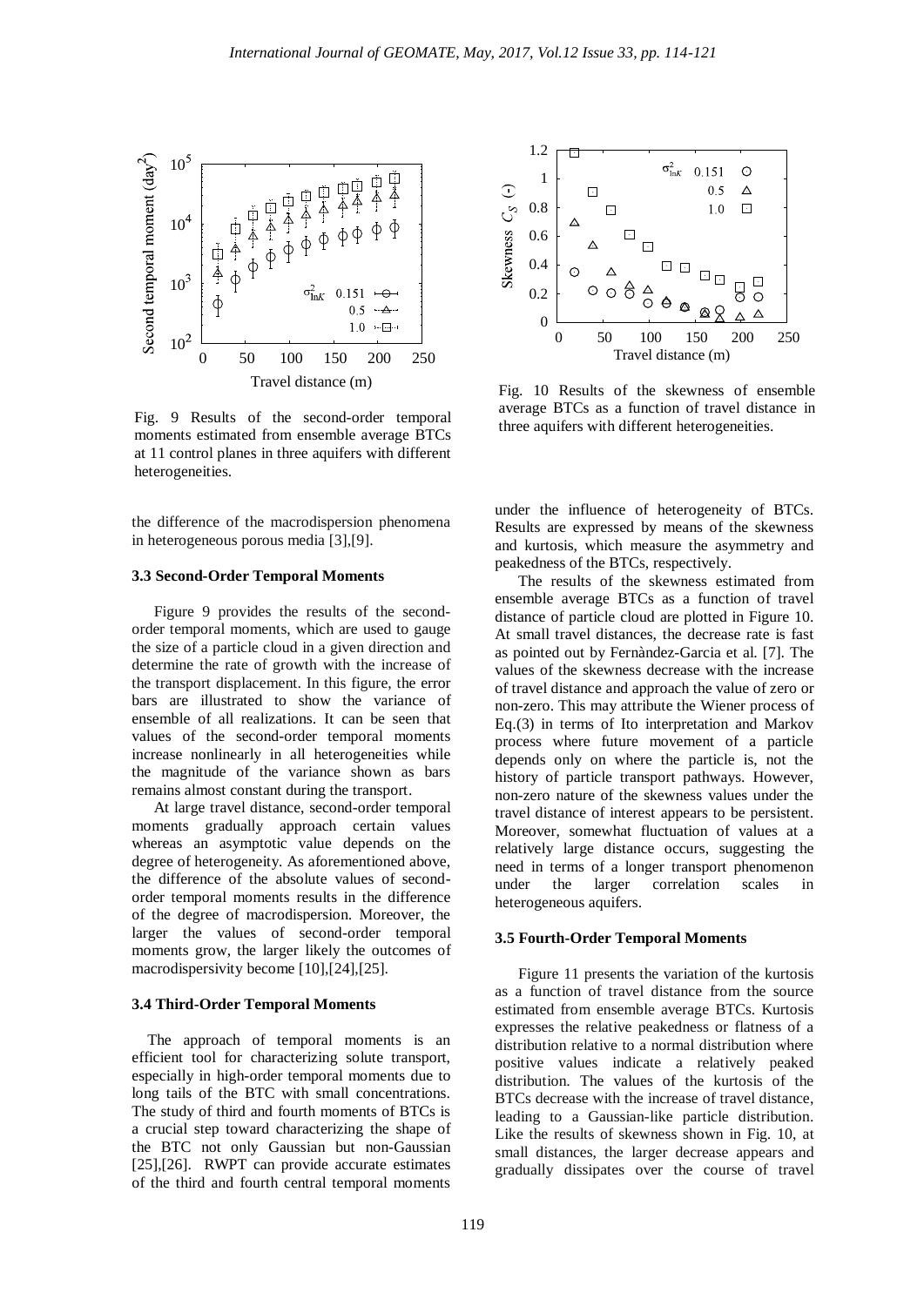Fig. 9 Results of the second-order temporal moments estimated from ensemble average BTCs at 11 control planes in three aquifers with different heterogeneities.

Fig. 10 Results of the skewness of ensemble average BTCs as a function of travel distance in three aquifers with different heterogeneities.

the difference of the macrodispersion phenomena in heterogeneous porous media [3],[9].

### 3.3 Second-Order Temporal Moments

Figure 9 provides the results of the second-order temporal moments, which are used to gauge the size of a particle cloud in a given direction and determine the rate of growth with the increase of the transport displacement. In this figure, the error bars are illustrated to show the variance of ensemble of all realizations. It can be seen that values of the second-order temporal moments increase nonlinearly in all heterogeneities while the magnitude of the variance shown as bars remains almost constant during the transport.

At large travel distance, second-order temporal moments gradually approach certain values whereas an asymptotic value depends on the degree of heterogeneity. As aforementioned above, the difference of the absolute values of second-order temporal moments results in the difference of the degree of macrodispersion. Moreover, the larger the values of second-order temporal moments grow, the larger likely the outcomes of macrodispersivity become [10],[24],[25].

### 3.4 Third-Order Temporal Moments

The approach of temporal moments is an efficient tool for characterizing solute transport, especially in high-order temporal moments due to long tails of the BTC with small concentrations. The study of third and fourth moments of BTCs is a crucial step toward characterizing the shape of the BTC not only Gaussian but non-Gaussian [25],[26]. RWPT can provide accurate estimates of the third and fourth central temporal moments under the influence of heterogeneity of BTCs. Results are expressed by means of the skewness and kurtosis, which measure the asymmetry and peakedness of the BTCs, respectively.

The results of the skewness estimated from ensemble average BTCs as a function of travel distance of particle cloud are plotted in Figure 10. At small travel distances, the decrease rate is fast as pointed out by Fernàndez-Garcia et al. [7]. The values of the skewness decrease with the increase of travel distance and approach the value of zero or non-zero. This may attribute the Wiener process of Eq.(3) in terms of Ito interpretation and Markov process where future movement of a particle depends only on where the particle is, not the history of particle transport pathways. However, non-zero nature of the skewness values under the travel distance of interest appears to be persistent. Moreover, somewhat fluctuation of values at a relatively large distance occurs, suggesting the need in terms of a longer transport phenomenon under the larger correlation scales in heterogeneous aquifers.

### 3.5 Fourth-Order Temporal Moments

Figure 11 presents the variation of the kurtosis as a function of travel distance from the source estimated from ensemble average BTCs. Kurtosis expresses the relative peakedness or flatness of a distribution relative to a normal distribution where positive values indicate a relatively peaked distribution. The values of the kurtosis of the BTCs decrease with the increase of travel distance, leading to a Gaussian-like particle distribution. Like the results of skewness shown in Fig. 10, at small distances, the larger decrease appears and gradually dissipates over the course of travel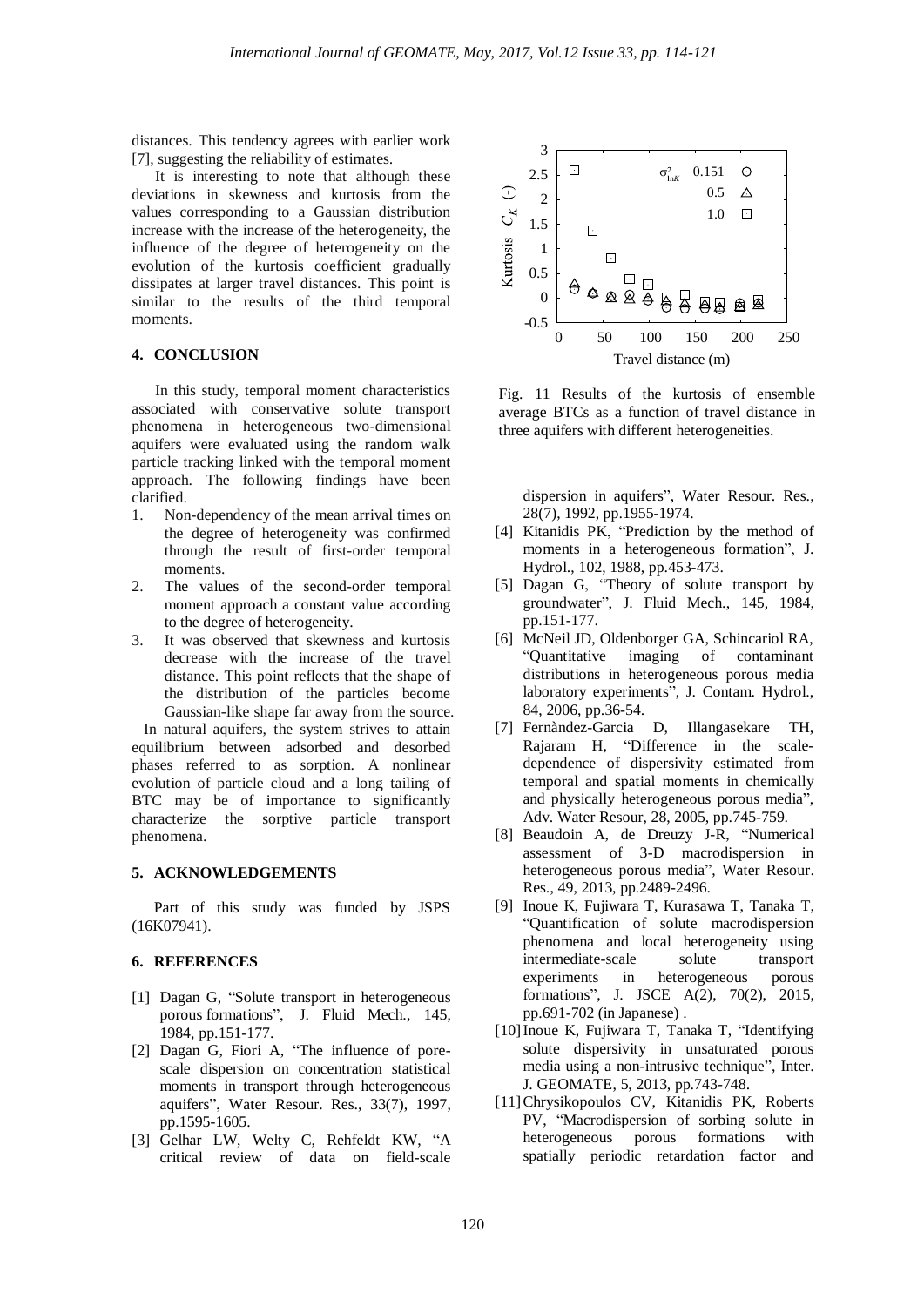distances. This tendency agrees with earlier work [7], suggesting the reliability of estimates.

It is interesting to note that although these deviations in skewness and kurtosis from the values corresponding to a Gaussian distribution increase with the increase of the heterogeneity, the influence of the degree of heterogeneity on the evolution of the kurtosis coefficient gradually dissipates at larger travel distances. This point is similar to the results of the third temporal moments.

## 4. CONCLUSION

In this study, temporal moment characteristics associated with conservative solute transport phenomena in heterogeneous two-dimensional aquifers were evaluated using the random walk particle tracking linked with the temporal moment approach. The following findings have been clarified.

1. Non-dependency of the mean arrival times on the degree of heterogeneity was confirmed through the result of first-order temporal moments.
2. The values of the second-order temporal moment approach a constant value according to the degree of heterogeneity.
3. It was observed that skewness and kurtosis decrease with the increase of the travel distance. This point reflects that the shape of the distribution of the particles become Gaussian-like shape far away from the source.

In natural aquifers, the system strives to attain equilibrium between adsorbed and desorbed phases referred to as sorption. A nonlinear evolution of particle cloud and a long tailing of BTC may be of importance to significantly characterize the sorptive particle transport phenomena.

## 5. ACKNOWLEDGEMENTS

Part of this study was funded by JSPS (16K07941).

## 6. REFERENCES

[1] Dagan G, "Solute transport in heterogeneous porous formations", J. Fluid Mech., 145, 1984, pp.151-177.

[2] Dagan G, Fiori A, "The influence of pore-scale dispersion on concentration statistical moments in transport through heterogeneous aquifers", Water Resour. Res., 33(7), 1997, pp.1595-1605.

[3] Gelhar LW, Welty C, Rehfeldt KW, "A critical review of data on field-scale dispersion in aquifers", Water Resour. Res., 28(7), 1992, pp.1955-1974.

[4] Kitanidis PK, "Prediction by the method of moments in a heterogeneous formation", J. Hydrol., 102, 1988, pp.453-473.

[5] Dagan G, "Theory of solute transport by groundwater", J. Fluid Mech., 145, 1984, pp.151-177.

[6] McNeil JD, Oldenborger GA, Schincariol RA, "Quantitative imaging of contaminant distributions in heterogeneous porous media laboratory experiments", J. Contam. Hydrol., 84, 2006, pp.36-54.

[7] Fernàndez-Garcia D, Illangasekare TH, Rajaram H, "Difference in the scale-dependence of dispersivity estimated from temporal and spatial moments in chemically and physically heterogeneous porous media", Adv. Water Resour, 28, 2005, pp.745-759.

[8] Beaudoin A, de Dreuzy J-R, "Numerical assessment of 3-D macrodispersion in heterogeneous porous media", Water Resour. Res., 49, 2013, pp.2489-2496.

[9] Inoue K, Fujiwara T, Kurasawa T, Tanaka T, "Quantification of solute macrodispersion phenomena and local heterogeneity using intermediate-scale solute transport experiments in heterogeneous porous formations", J. JSCE A(2), 70(2), 2015, pp.691-702 (in Japanese) .

[10] Inoue K, Fujiwara T, Tanaka T, "Identifying solute dispersivity in unsaturated porous media using a non-intrusive technique", Inter. J. GEOMATE, 5, 2013, pp.743-748.

[11] Chrysikopoulos CV, Kitanidis PK, Roberts PV, "Macrodispersion of sorbing solute in heterogeneous porous formations with spatially periodic retardation factor and

Fig. 11 Results of the kurtosis of ensemble average BTCs as a function of travel distance in three aquifers with different heterogeneities.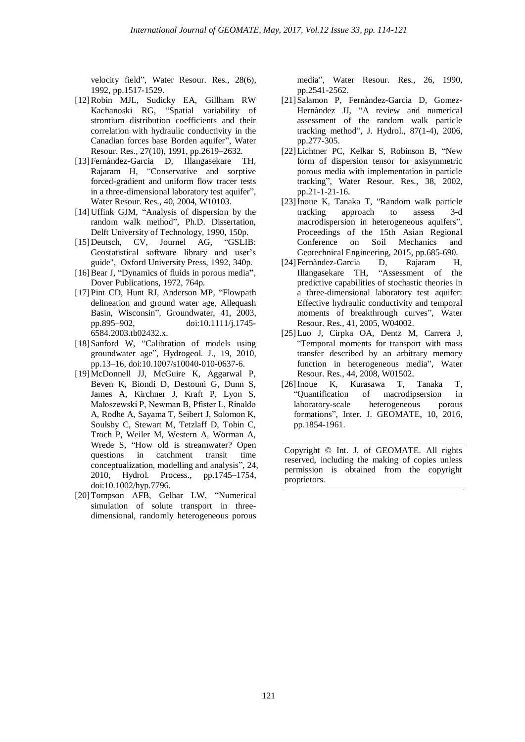velocity field", Water Resour. Res., 28(6), 1992, pp.1517-1529.

[12] Robin MJL, Sudicky EA, Gillham RW Kachanoski RG, "Spatial variability of strontium distribution coefficients and their correlation with hydraulic conductivity in the Canadian forces base Borden aquifer", Water Resour. Res., 27(10), 1991, pp.2619–2632.

[13] Fernàndez-Garcia D, Illangasekare TH, Rajaram H, "Conservative and sorptive forced-gradient and uniform flow tracer tests in a three-dimensional laboratory test aquifer", Water Resour. Res., 40, 2004, W10103.

[14] Uffink GJM, "Analysis of dispersion by the random walk method", Ph.D. Dissertation, Delft University of Technology, 1990, 150p.

[15] Deutsch, CV, Journel AG, "GSLIB: Geostatistical software library and user's guide", Oxford University Press, 1992, 340p.

[16] Bear J, "Dynamics of fluids in porous media", Dover Publications, 1972, 764p.

[17] Pint CD, Hunt RJ, Anderson MP, "Flowpath delineation and ground water age, Allequash Basin, Wisconsin", Groundwater, 41, 2003, pp.895–902, doi:10.1111/j.1745-6584.2003.tb02432.x.

[18] Sanford W, "Calibration of models using groundwater age", Hydrogeol. J., 19, 2010, pp.13–16, doi:10.1007/s10040-010-0637-6.

[19] McDonnell JJ, McGuire K, Aggarwal P, Beven K, Biondi D, Destouni G, Dunn S, James A, Kirchner J, Kraft P, Lyon S, Małoszewski P, Newman B, Pfister L, Rinaldo A, Rodhe A, Sayama T, Seibert J, Solomon K, Soulsby C, Stewart M, Tetzlaff D, Tobin C, Troch P, Weiler M, Western A, Wörman A, Wrede S, "How old is streamwater? Open questions in catchment transit time conceptualization, modelling and analysis", 24, 2010, Hydrol. Process., pp.1745–1754, doi:10.1002/hyp.7796.

[20] Tompson AFB, Gelhar LW, "Numerical simulation of solute transport in three-dimensional, randomly heterogeneous porous media", Water Resour. Res., 26, 1990, pp.2541-2562.

[21] Salamon P, Fernàndez-Garcia D, Gomez-Hernàndez JJ, "A review and numerical assessment of the random walk particle tracking method", J. Hydrol., 87(1-4), 2006, pp.277-305.

[22] Lichtner PC, Kelkar S, Robinson B, "New form of dispersion tensor for axisymmetric porous media with implementation in particle tracking", Water Resour. Res., 38, 2002, pp.21-1-21-16.

[23] Inoue K, Tanaka T, "Random walk particle tracking approach to assess 3-d macrodispersion in heterogeneous aquifers", Proceedings of the 15th Asian Regional Conference on Soil Mechanics and Geotechnical Engineering, 2015, pp.685-690.

[24] Fernàndez-Garcia D, Rajaram H, Illangasekare TH, "Assessment of the predictive capabilities of stochastic theories in a three-dimensional laboratory test aquifer: Effective hydraulic conductivity and temporal moments of breakthrough curves", Water Resour. Res., 41, 2005, W04002.

[25] Luo J, Cirpka OA, Dentz M, Carrera J, "Temporal moments for transport with mass transfer described by an arbitrary memory function in heterogeneous media", Water Resour. Res., 44, 2008, W01502.

[26] Inoue K, Kurasawa T, Tanaka T, "Quantification of macrodipsersion in laboratory-scale heterogeneous porous formations", Inter. J. GEOMATE, 10, 2016, pp.1854-1961.

---

Copyright © Int. J. of GEOMATE. All rights reserved, including the making of copies unless permission is obtained from the copyright proprietors.